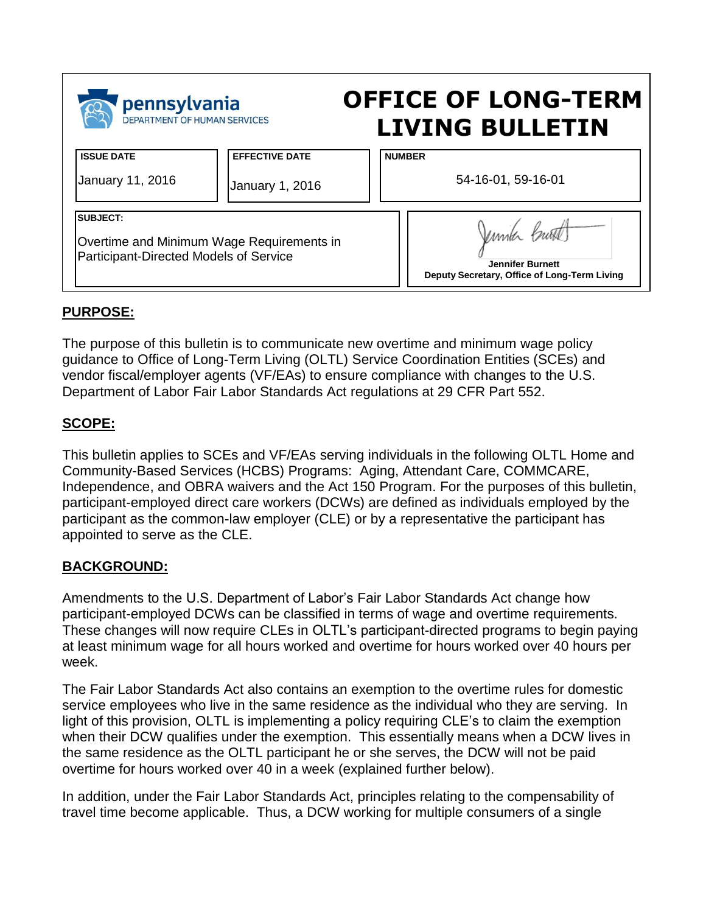pennsylvania
DEPARTMENT OF HUMAN SERVICES

# OFFICE OF LONG-TERM LIVING BULLETIN

| ISSUE DATE | EFFECTIVE DATE | NUMBER |
|---|---|---|
| January 11, 2016 | January 1, 2016 | 54-16-01, 59-16-01 |

**SUBJECT:**

Overtime and Minimum Wage Requirements in Participant-Directed Models of Service

**Jennifer Burnett**
**Deputy Secretary, Office of Long-Term Living**

## PURPOSE:

The purpose of this bulletin is to communicate new overtime and minimum wage policy guidance to Office of Long-Term Living (OLTL) Service Coordination Entities (SCEs) and vendor fiscal/employer agents (VF/EAs) to ensure compliance with changes to the U.S. Department of Labor Fair Labor Standards Act regulations at 29 CFR Part 552.

## SCOPE:

This bulletin applies to SCEs and VF/EAs serving individuals in the following OLTL Home and Community-Based Services (HCBS) Programs: Aging, Attendant Care, COMMCARE, Independence, and OBRA waivers and the Act 150 Program. For the purposes of this bulletin, participant-employed direct care workers (DCWs) are defined as individuals employed by the participant as the common-law employer (CLE) or by a representative the participant has appointed to serve as the CLE.

## BACKGROUND:

Amendments to the U.S. Department of Labor's Fair Labor Standards Act change how participant-employed DCWs can be classified in terms of wage and overtime requirements. These changes will now require CLEs in OLTL's participant-directed programs to begin paying at least minimum wage for all hours worked and overtime for hours worked over 40 hours per week.

The Fair Labor Standards Act also contains an exemption to the overtime rules for domestic service employees who live in the same residence as the individual who they are serving. In light of this provision, OLTL is implementing a policy requiring CLE's to claim the exemption when their DCW qualifies under the exemption. This essentially means when a DCW lives in the same residence as the OLTL participant he or she serves, the DCW will not be paid overtime for hours worked over 40 in a week (explained further below).

In addition, under the Fair Labor Standards Act, principles relating to the compensability of travel time become applicable. Thus, a DCW working for multiple consumers of a single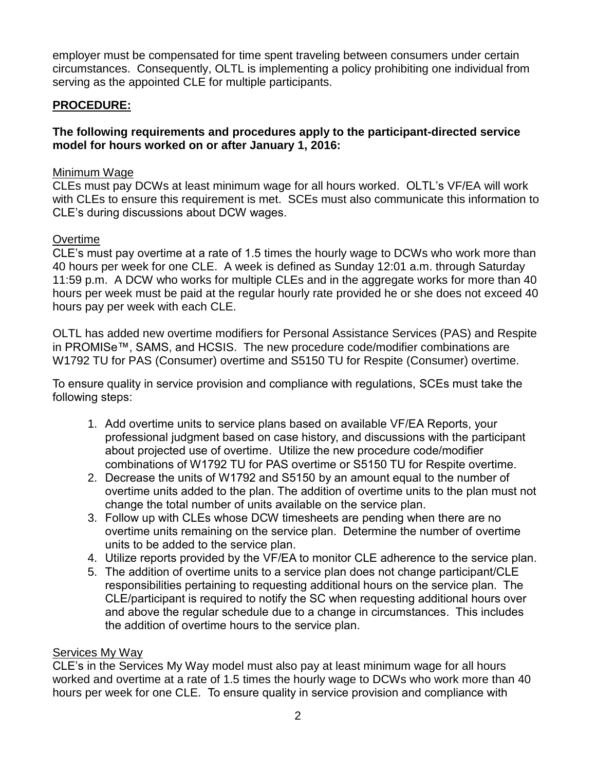employer must be compensated for time spent traveling between consumers under certain circumstances. Consequently, OLTL is implementing a policy prohibiting one individual from serving as the appointed CLE for multiple participants.

## PROCEDURE:

**The following requirements and procedures apply to the participant-directed service model for hours worked on or after January 1, 2016:**

### Minimum Wage

CLEs must pay DCWs at least minimum wage for all hours worked. OLTL's VF/EA will work with CLEs to ensure this requirement is met. SCEs must also communicate this information to CLE's during discussions about DCW wages.

### Overtime

CLE's must pay overtime at a rate of 1.5 times the hourly wage to DCWs who work more than 40 hours per week for one CLE. A week is defined as Sunday 12:01 a.m. through Saturday 11:59 p.m. A DCW who works for multiple CLEs and in the aggregate works for more than 40 hours per week must be paid at the regular hourly rate provided he or she does not exceed 40 hours pay per week with each CLE.

OLTL has added new overtime modifiers for Personal Assistance Services (PAS) and Respite in PROMISe™, SAMS, and HCSIS. The new procedure code/modifier combinations are W1792 TU for PAS (Consumer) overtime and S5150 TU for Respite (Consumer) overtime.

To ensure quality in service provision and compliance with regulations, SCEs must take the following steps:

1. Add overtime units to service plans based on available VF/EA Reports, your professional judgment based on case history, and discussions with the participant about projected use of overtime. Utilize the new procedure code/modifier combinations of W1792 TU for PAS overtime or S5150 TU for Respite overtime.
2. Decrease the units of W1792 and S5150 by an amount equal to the number of overtime units added to the plan. The addition of overtime units to the plan must not change the total number of units available on the service plan.
3. Follow up with CLEs whose DCW timesheets are pending when there are no overtime units remaining on the service plan. Determine the number of overtime units to be added to the service plan.
4. Utilize reports provided by the VF/EA to monitor CLE adherence to the service plan.
5. The addition of overtime units to a service plan does not change participant/CLE responsibilities pertaining to requesting additional hours on the service plan. The CLE/participant is required to notify the SC when requesting additional hours over and above the regular schedule due to a change in circumstances. This includes the addition of overtime hours to the service plan.

### Services My Way

CLE's in the Services My Way model must also pay at least minimum wage for all hours worked and overtime at a rate of 1.5 times the hourly wage to DCWs who work more than 40 hours per week for one CLE. To ensure quality in service provision and compliance with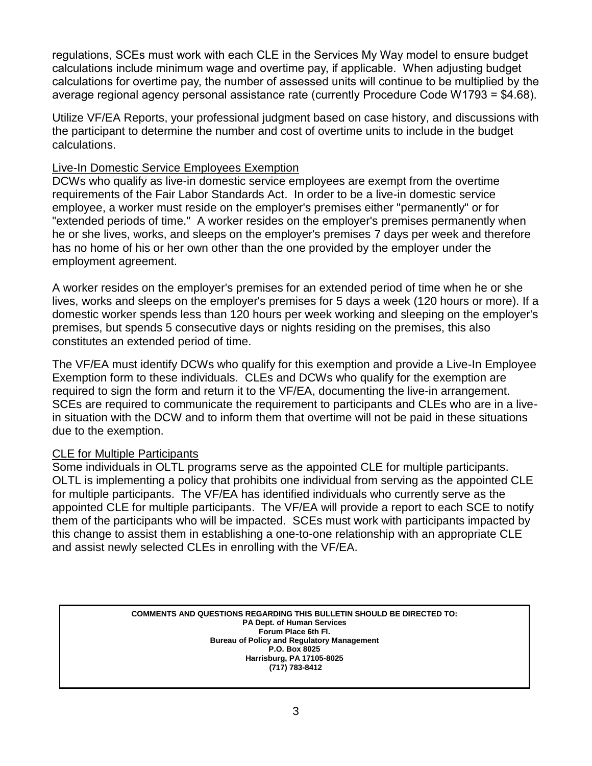regulations, SCEs must work with each CLE in the Services My Way model to ensure budget calculations include minimum wage and overtime pay, if applicable. When adjusting budget calculations for overtime pay, the number of assessed units will continue to be multiplied by the average regional agency personal assistance rate (currently Procedure Code W1793 = $4.68).

Utilize VF/EA Reports, your professional judgment based on case history, and discussions with the participant to determine the number and cost of overtime units to include in the budget calculations.

<u>Live-In Domestic Service Employees Exemption</u>

DCWs who qualify as live-in domestic service employees are exempt from the overtime requirements of the Fair Labor Standards Act. In order to be a live-in domestic service employee, a worker must reside on the employer's premises either "permanently" or for "extended periods of time." A worker resides on the employer's premises permanently when he or she lives, works, and sleeps on the employer's premises 7 days per week and therefore has no home of his or her own other than the one provided by the employer under the employment agreement.

A worker resides on the employer's premises for an extended period of time when he or she lives, works and sleeps on the employer's premises for 5 days a week (120 hours or more). If a domestic worker spends less than 120 hours per week working and sleeping on the employer's premises, but spends 5 consecutive days or nights residing on the premises, this also constitutes an extended period of time.

The VF/EA must identify DCWs who qualify for this exemption and provide a Live-In Employee Exemption form to these individuals. CLEs and DCWs who qualify for the exemption are required to sign the form and return it to the VF/EA, documenting the live-in arrangement. SCEs are required to communicate the requirement to participants and CLEs who are in a live-in situation with the DCW and to inform them that overtime will not be paid in these situations due to the exemption.

<u>CLE for Multiple Participants</u>

Some individuals in OLTL programs serve as the appointed CLE for multiple participants. OLTL is implementing a policy that prohibits one individual from serving as the appointed CLE for multiple participants. The VF/EA has identified individuals who currently serve as the appointed CLE for multiple participants. The VF/EA will provide a report to each SCE to notify them of the participants who will be impacted. SCEs must work with participants impacted by this change to assist them in establishing a one-to-one relationship with an appropriate CLE and assist newly selected CLEs in enrolling with the VF/EA.

**COMMENTS AND QUESTIONS REGARDING THIS BULLETIN SHOULD BE DIRECTED TO:**
**PA Dept. of Human Services**
**Forum Place 6th Fl.**
**Bureau of Policy and Regulatory Management**
**P.O. Box 8025**
**Harrisburg, PA 17105-8025**
**(717) 783-8412**